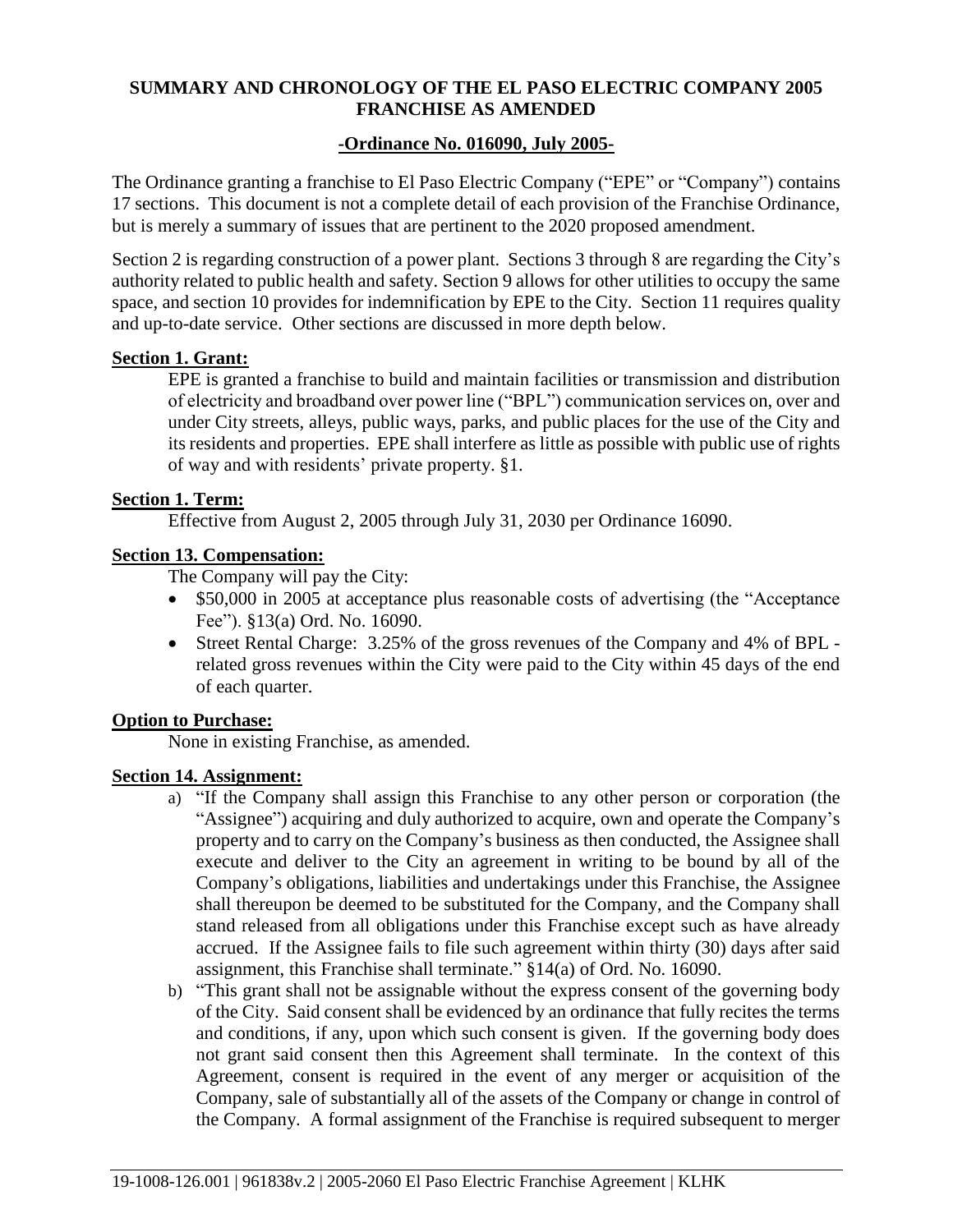**SUMMARY AND CHRONOLOGY OF THE EL PASO ELECTRIC COMPANY 2005 FRANCHISE AS AMENDED**

**-Ordinance No. 016090, July 2005-**

The Ordinance granting a franchise to El Paso Electric Company ("EPE" or "Company") contains 17 sections. This document is not a complete detail of each provision of the Franchise Ordinance, but is merely a summary of issues that are pertinent to the 2020 proposed amendment.

Section 2 is regarding construction of a power plant. Sections 3 through 8 are regarding the City's authority related to public health and safety. Section 9 allows for other utilities to occupy the same space, and section 10 provides for indemnification by EPE to the City. Section 11 requires quality and up-to-date service. Other sections are discussed in more depth below.

**Section 1. Grant:**

EPE is granted a franchise to build and maintain facilities or transmission and distribution of electricity and broadband over power line ("BPL") communication services on, over and under City streets, alleys, public ways, parks, and public places for the use of the City and its residents and properties. EPE shall interfere as little as possible with public use of rights of way and with residents' private property. §1.

**Section 1. Term:**

Effective from August 2, 2005 through July 31, 2030 per Ordinance 16090.

**Section 13. Compensation:**

The Company will pay the City:

- $50,000 in 2005 at acceptance plus reasonable costs of advertising (the "Acceptance Fee"). §13(a) Ord. No. 16090.
- Street Rental Charge: 3.25% of the gross revenues of the Company and 4% of BPL - related gross revenues within the City were paid to the City within 45 days of the end of each quarter.

**Option to Purchase:**

None in existing Franchise, as amended.

**Section 14. Assignment:**

a) "If the Company shall assign this Franchise to any other person or corporation (the "Assignee") acquiring and duly authorized to acquire, own and operate the Company's property and to carry on the Company's business as then conducted, the Assignee shall execute and deliver to the City an agreement in writing to be bound by all of the Company's obligations, liabilities and undertakings under this Franchise, the Assignee shall thereupon be deemed to be substituted for the Company, and the Company shall stand released from all obligations under this Franchise except such as have already accrued. If the Assignee fails to file such agreement within thirty (30) days after said assignment, this Franchise shall terminate." §14(a) of Ord. No. 16090.

b) "This grant shall not be assignable without the express consent of the governing body of the City. Said consent shall be evidenced by an ordinance that fully recites the terms and conditions, if any, upon which such consent is given. If the governing body does not grant said consent then this Agreement shall terminate. In the context of this Agreement, consent is required in the event of any merger or acquisition of the Company, sale of substantially all of the assets of the Company or change in control of the Company. A formal assignment of the Franchise is required subsequent to merger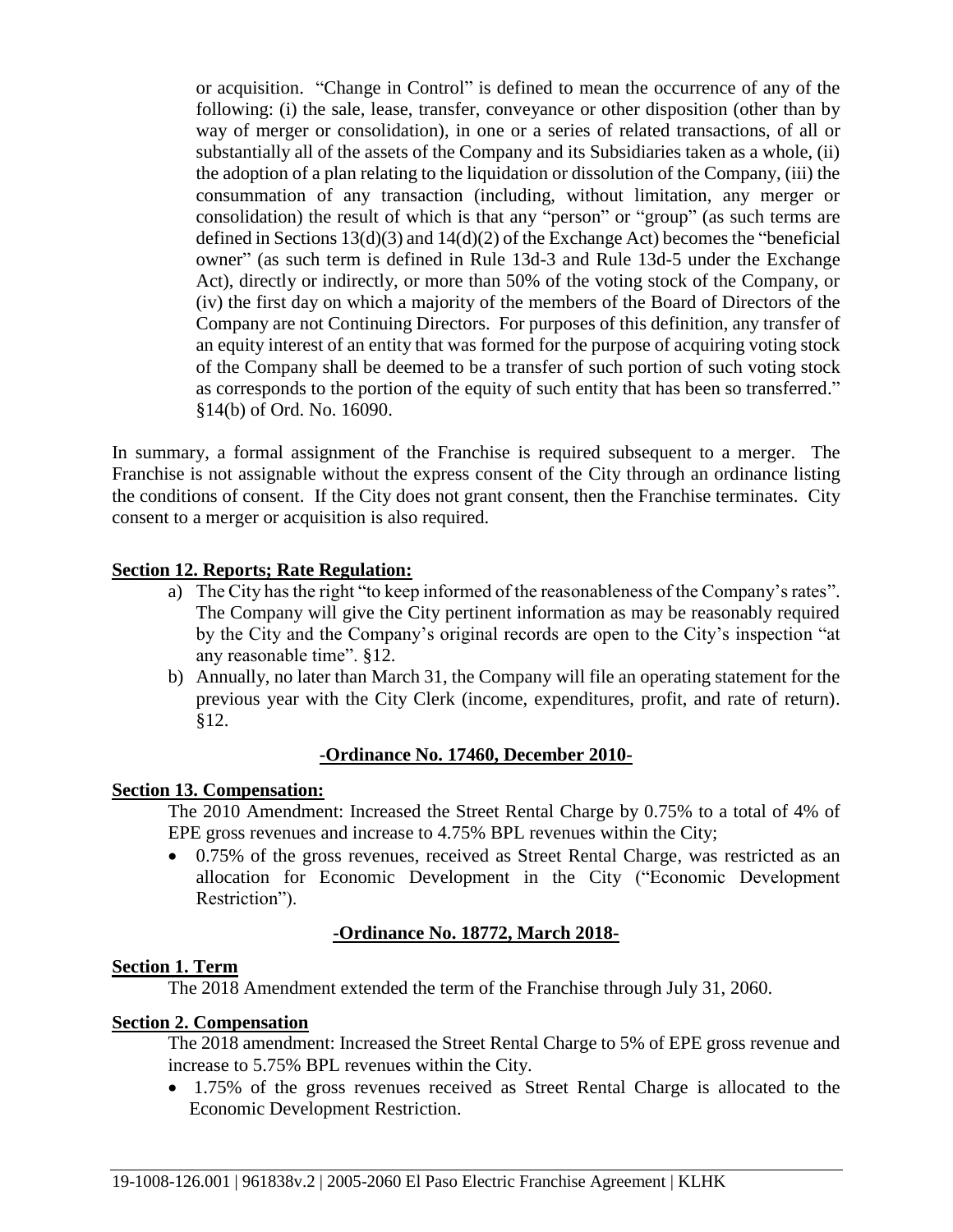or acquisition. "Change in Control" is defined to mean the occurrence of any of the following: (i) the sale, lease, transfer, conveyance or other disposition (other than by way of merger or consolidation), in one or a series of related transactions, of all or substantially all of the assets of the Company and its Subsidiaries taken as a whole, (ii) the adoption of a plan relating to the liquidation or dissolution of the Company, (iii) the consummation of any transaction (including, without limitation, any merger or consolidation) the result of which is that any "person" or "group" (as such terms are defined in Sections 13(d)(3) and 14(d)(2) of the Exchange Act) becomes the "beneficial owner" (as such term is defined in Rule 13d-3 and Rule 13d-5 under the Exchange Act), directly or indirectly, or more than 50% of the voting stock of the Company, or (iv) the first day on which a majority of the members of the Board of Directors of the Company are not Continuing Directors. For purposes of this definition, any transfer of an equity interest of an entity that was formed for the purpose of acquiring voting stock of the Company shall be deemed to be a transfer of such portion of such voting stock as corresponds to the portion of the equity of such entity that has been so transferred." §14(b) of Ord. No. 16090.

In summary, a formal assignment of the Franchise is required subsequent to a merger. The Franchise is not assignable without the express consent of the City through an ordinance listing the conditions of consent. If the City does not grant consent, then the Franchise terminates. City consent to a merger or acquisition is also required.

**Section 12. Reports; Rate Regulation:**

a) The City has the right "to keep informed of the reasonableness of the Company's rates". The Company will give the City pertinent information as may be reasonably required by the City and the Company's original records are open to the City's inspection "at any reasonable time". §12.
b) Annually, no later than March 31, the Company will file an operating statement for the previous year with the City Clerk (income, expenditures, profit, and rate of return). §12.

## -Ordinance No. 17460, December 2010-

**Section 13. Compensation:**

The 2010 Amendment: Increased the Street Rental Charge by 0.75% to a total of 4% of EPE gross revenues and increase to 4.75% BPL revenues within the City;

- 0.75% of the gross revenues, received as Street Rental Charge, was restricted as an allocation for Economic Development in the City ("Economic Development Restriction").

## -Ordinance No. 18772, March 2018-

**Section 1. Term**

The 2018 Amendment extended the term of the Franchise through July 31, 2060.

**Section 2. Compensation**

The 2018 amendment: Increased the Street Rental Charge to 5% of EPE gross revenue and increase to 5.75% BPL revenues within the City.

- 1.75% of the gross revenues received as Street Rental Charge is allocated to the Economic Development Restriction.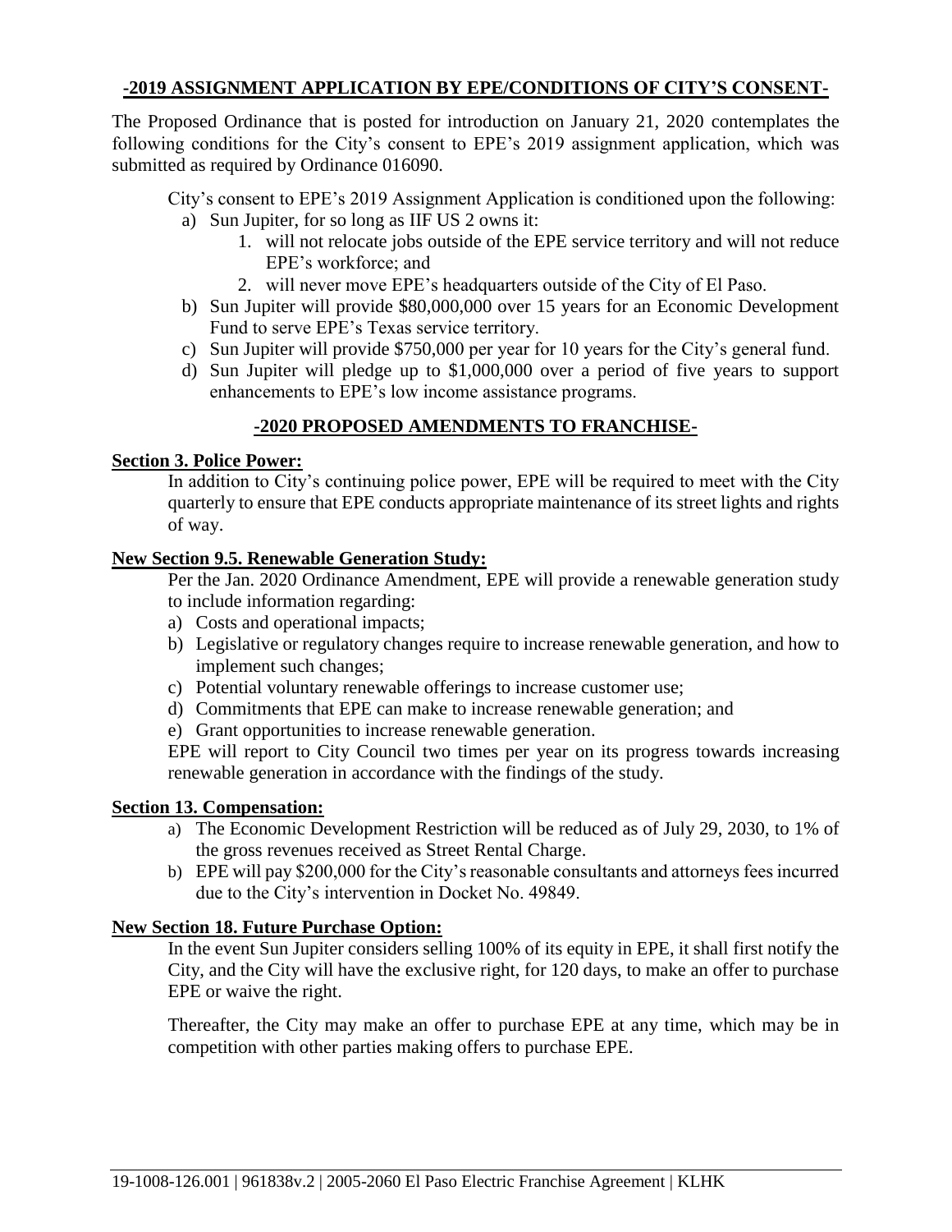## -2019 ASSIGNMENT APPLICATION BY EPE/CONDITIONS OF CITY'S CONSENT-

The Proposed Ordinance that is posted for introduction on January 21, 2020 contemplates the following conditions for the City's consent to EPE's 2019 assignment application, which was submitted as required by Ordinance 016090.

City's consent to EPE's 2019 Assignment Application is conditioned upon the following:

a) Sun Jupiter, for so long as IIF US 2 owns it:
   1. will not relocate jobs outside of the EPE service territory and will not reduce EPE's workforce; and
   2. will never move EPE's headquarters outside of the City of El Paso.
b) Sun Jupiter will provide $80,000,000 over 15 years for an Economic Development Fund to serve EPE's Texas service territory.
c) Sun Jupiter will provide $750,000 per year for 10 years for the City's general fund.
d) Sun Jupiter will pledge up to $1,000,000 over a period of five years to support enhancements to EPE's low income assistance programs.

## -2020 PROPOSED AMENDMENTS TO FRANCHISE-

### Section 3. Police Power:

In addition to City's continuing police power, EPE will be required to meet with the City quarterly to ensure that EPE conducts appropriate maintenance of its street lights and rights of way.

### New Section 9.5. Renewable Generation Study:

Per the Jan. 2020 Ordinance Amendment, EPE will provide a renewable generation study to include information regarding:

a) Costs and operational impacts;
b) Legislative or regulatory changes require to increase renewable generation, and how to implement such changes;
c) Potential voluntary renewable offerings to increase customer use;
d) Commitments that EPE can make to increase renewable generation; and
e) Grant opportunities to increase renewable generation.

EPE will report to City Council two times per year on its progress towards increasing renewable generation in accordance with the findings of the study.

### Section 13. Compensation:

a) The Economic Development Restriction will be reduced as of July 29, 2030, to 1% of the gross revenues received as Street Rental Charge.
b) EPE will pay $200,000 for the City's reasonable consultants and attorneys fees incurred due to the City's intervention in Docket No. 49849.

### New Section 18. Future Purchase Option:

In the event Sun Jupiter considers selling 100% of its equity in EPE, it shall first notify the City, and the City will have the exclusive right, for 120 days, to make an offer to purchase EPE or waive the right.

Thereafter, the City may make an offer to purchase EPE at any time, which may be in competition with other parties making offers to purchase EPE.